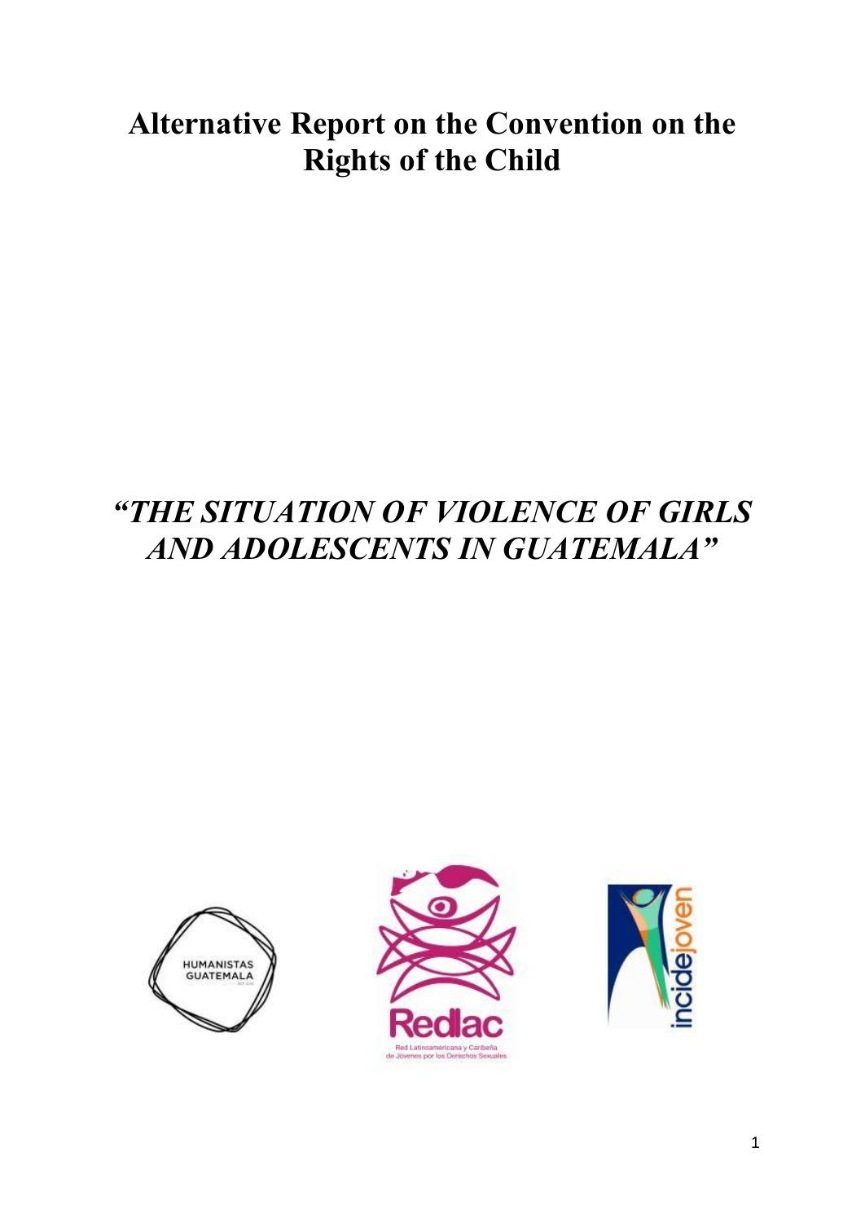# Alternative Report on the Convention on the Rights of the Child

## *"THE SITUATION OF VIOLENCE OF GIRLS AND ADOLESCENTS IN GUATEMALA"*

HUMANISTAS GUATEMALA

Redlac

Red Latinoamericana y Caribeña de Jóvenes por los Derechos Sexuales

incidejoven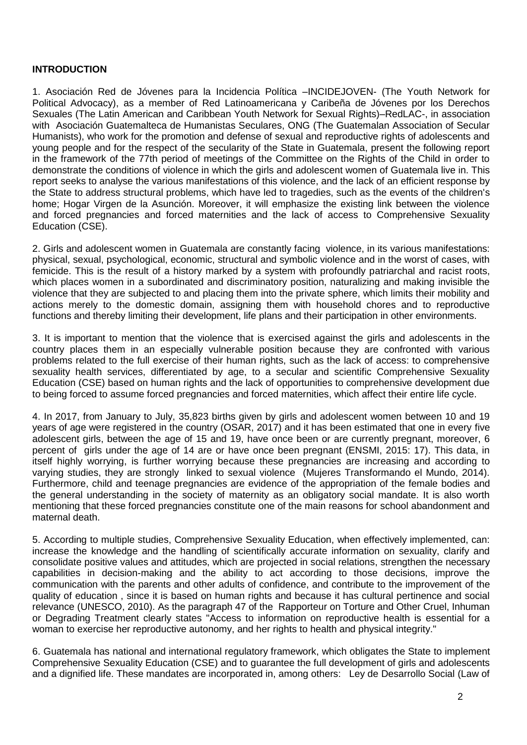**INTRODUCTION**

1. Asociación Red de Jóvenes para la Incidencia Política –INCIDEJOVEN- (The Youth Network for Political Advocacy), as a member of Red Latinoamericana y Caribeña de Jóvenes por los Derechos Sexuales (The Latin American and Caribbean Youth Network for Sexual Rights)–RedLAC-, in association with Asociación Guatemalteca de Humanistas Seculares, ONG (The Guatemalan Association of Secular Humanists), who work for the promotion and defense of sexual and reproductive rights of adolescents and young people and for the respect of the secularity of the State in Guatemala, present the following report in the framework of the 77th period of meetings of the Committee on the Rights of the Child in order to demonstrate the conditions of violence in which the girls and adolescent women of Guatemala live in. This report seeks to analyse the various manifestations of this violence, and the lack of an efficient response by the State to address structural problems, which have led to tragedies, such as the events of the children's home; Hogar Virgen de la Asunción. Moreover, it will emphasize the existing link between the violence and forced pregnancies and forced maternities and the lack of access to Comprehensive Sexuality Education (CSE).

2. Girls and adolescent women in Guatemala are constantly facing violence, in its various manifestations: physical, sexual, psychological, economic, structural and symbolic violence and in the worst of cases, with femicide. This is the result of a history marked by a system with profoundly patriarchal and racist roots, which places women in a subordinated and discriminatory position, naturalizing and making invisible the violence that they are subjected to and placing them into the private sphere, which limits their mobility and actions merely to the domestic domain, assigning them with household chores and to reproductive functions and thereby limiting their development, life plans and their participation in other environments.

3. It is important to mention that the violence that is exercised against the girls and adolescents in the country places them in an especially vulnerable position because they are confronted with various problems related to the full exercise of their human rights, such as the lack of access: to comprehensive sexuality health services, differentiated by age, to a secular and scientific Comprehensive Sexuality Education (CSE) based on human rights and the lack of opportunities to comprehensive development due to being forced to assume forced pregnancies and forced maternities, which affect their entire life cycle.

4. In 2017, from January to July, 35,823 births given by girls and adolescent women between 10 and 19 years of age were registered in the country (OSAR, 2017) and it has been estimated that one in every five adolescent girls, between the age of 15 and 19, have once been or are currently pregnant, moreover, 6 percent of girls under the age of 14 are or have once been pregnant (ENSMI, 2015: 17). This data, in itself highly worrying, is further worrying because these pregnancies are increasing and according to varying studies, they are strongly linked to sexual violence (Mujeres Transformando el Mundo, 2014). Furthermore, child and teenage pregnancies are evidence of the appropriation of the female bodies and the general understanding in the society of maternity as an obligatory social mandate. It is also worth mentioning that these forced pregnancies constitute one of the main reasons for school abandonment and maternal death.

5. According to multiple studies, Comprehensive Sexuality Education, when effectively implemented, can: increase the knowledge and the handling of scientifically accurate information on sexuality, clarify and consolidate positive values and attitudes, which are projected in social relations, strengthen the necessary capabilities in decision-making and the ability to act according to those decisions, improve the communication with the parents and other adults of confidence, and contribute to the improvement of the quality of education , since it is based on human rights and because it has cultural pertinence and social relevance (UNESCO, 2010). As the paragraph 47 of the Rapporteur on Torture and Other Cruel, Inhuman or Degrading Treatment clearly states "Access to information on reproductive health is essential for a woman to exercise her reproductive autonomy, and her rights to health and physical integrity."

6. Guatemala has national and international regulatory framework, which obligates the State to implement Comprehensive Sexuality Education (CSE) and to guarantee the full development of girls and adolescents and a dignified life. These mandates are incorporated in, among others: Ley de Desarrollo Social (Law of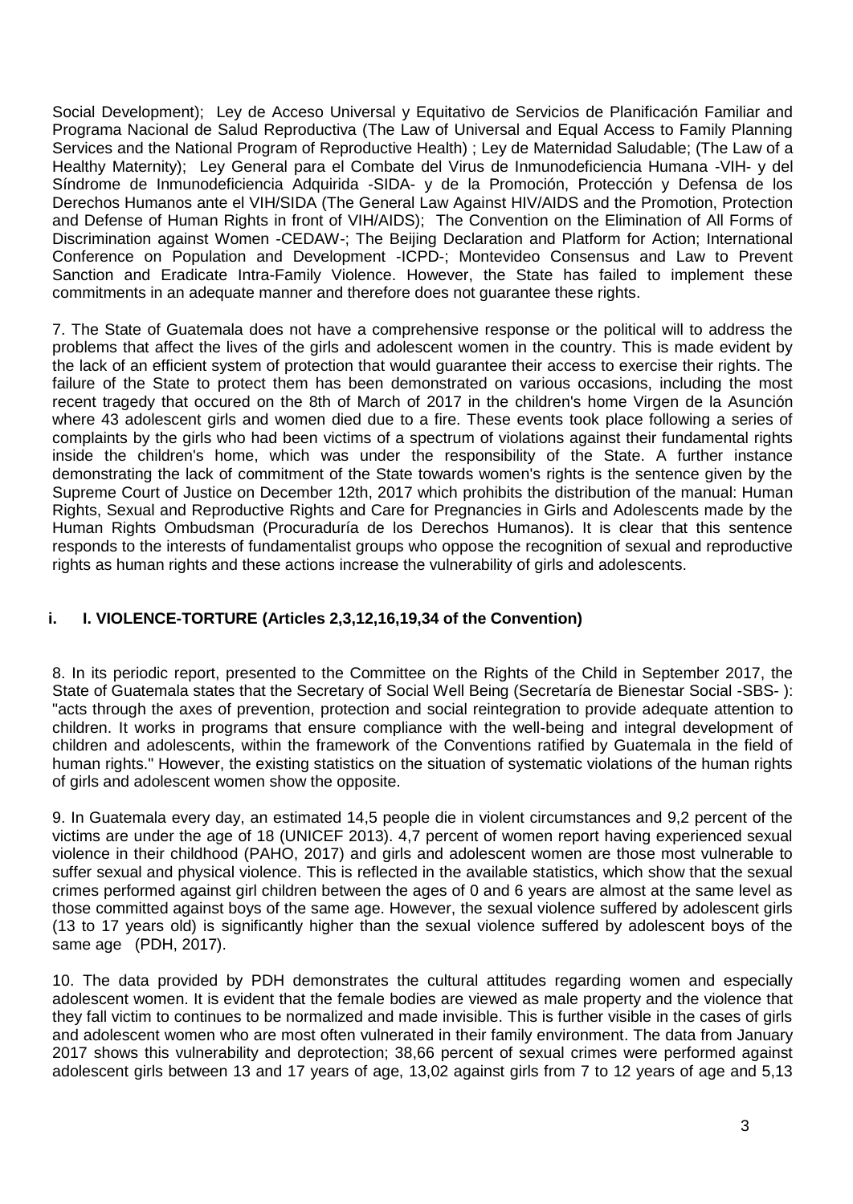Social Development); Ley de Acceso Universal y Equitativo de Servicios de Planificación Familiar and Programa Nacional de Salud Reproductiva (The Law of Universal and Equal Access to Family Planning Services and the National Program of Reproductive Health) ; Ley de Maternidad Saludable; (The Law of a Healthy Maternity); Ley General para el Combate del Virus de Inmunodeficiencia Humana -VIH- y del Síndrome de Inmunodeficiencia Adquirida -SIDA- y de la Promoción, Protección y Defensa de los Derechos Humanos ante el VIH/SIDA (The General Law Against HIV/AIDS and the Promotion, Protection and Defense of Human Rights in front of VIH/AIDS); The Convention on the Elimination of All Forms of Discrimination against Women -CEDAW-; The Beijing Declaration and Platform for Action; International Conference on Population and Development -ICPD-; Montevideo Consensus and Law to Prevent Sanction and Eradicate Intra-Family Violence. However, the State has failed to implement these commitments in an adequate manner and therefore does not guarantee these rights.

7. The State of Guatemala does not have a comprehensive response or the political will to address the problems that affect the lives of the girls and adolescent women in the country. This is made evident by the lack of an efficient system of protection that would guarantee their access to exercise their rights. The failure of the State to protect them has been demonstrated on various occasions, including the most recent tragedy that occured on the 8th of March of 2017 in the children's home Virgen de la Asunción where 43 adolescent girls and women died due to a fire. These events took place following a series of complaints by the girls who had been victims of a spectrum of violations against their fundamental rights inside the children's home, which was under the responsibility of the State. A further instance demonstrating the lack of commitment of the State towards women's rights is the sentence given by the Supreme Court of Justice on December 12th, 2017 which prohibits the distribution of the manual: Human Rights, Sexual and Reproductive Rights and Care for Pregnancies in Girls and Adolescents made by the Human Rights Ombudsman (Procuraduría de los Derechos Humanos). It is clear that this sentence responds to the interests of fundamentalist groups who oppose the recognition of sexual and reproductive rights as human rights and these actions increase the vulnerability of girls and adolescents.

## i. I. VIOLENCE-TORTURE (Articles 2,3,12,16,19,34 of the Convention)

8. In its periodic report, presented to the Committee on the Rights of the Child in September 2017, the State of Guatemala states that the Secretary of Social Well Being (Secretaría de Bienestar Social -SBS- ): "acts through the axes of prevention, protection and social reintegration to provide adequate attention to children. It works in programs that ensure compliance with the well-being and integral development of children and adolescents, within the framework of the Conventions ratified by Guatemala in the field of human rights." However, the existing statistics on the situation of systematic violations of the human rights of girls and adolescent women show the opposite.

9. In Guatemala every day, an estimated 14,5 people die in violent circumstances and 9,2 percent of the victims are under the age of 18 (UNICEF 2013). 4,7 percent of women report having experienced sexual violence in their childhood (PAHO, 2017) and girls and adolescent women are those most vulnerable to suffer sexual and physical violence. This is reflected in the available statistics, which show that the sexual crimes performed against girl children between the ages of 0 and 6 years are almost at the same level as those committed against boys of the same age. However, the sexual violence suffered by adolescent girls (13 to 17 years old) is significantly higher than the sexual violence suffered by adolescent boys of the same age (PDH, 2017).

10. The data provided by PDH demonstrates the cultural attitudes regarding women and especially adolescent women. It is evident that the female bodies are viewed as male property and the violence that they fall victim to continues to be normalized and made invisible. This is further visible in the cases of girls and adolescent women who are most often vulnerated in their family environment. The data from January 2017 shows this vulnerability and deprotection; 38,66 percent of sexual crimes were performed against adolescent girls between 13 and 17 years of age, 13,02 against girls from 7 to 12 years of age and 5,13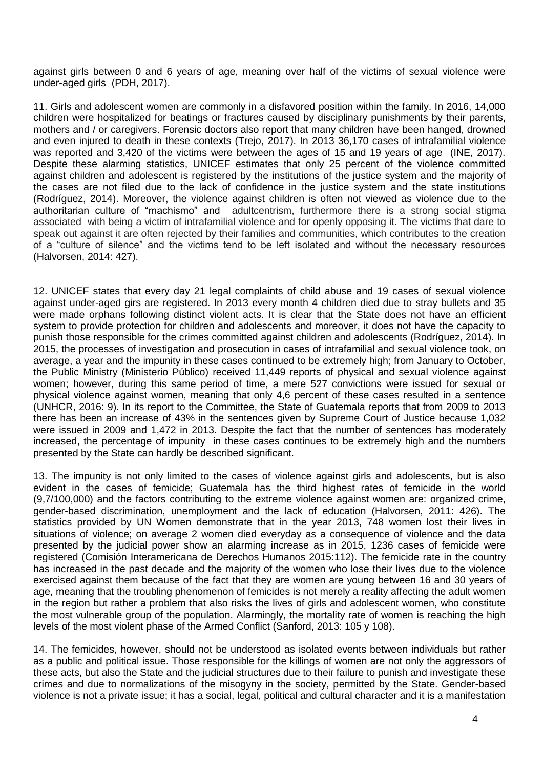against girls between 0 and 6 years of age, meaning over half of the victims of sexual violence were under-aged girls (PDH, 2017).

11. Girls and adolescent women are commonly in a disfavored position within the family. In 2016, 14,000 children were hospitalized for beatings or fractures caused by disciplinary punishments by their parents, mothers and / or caregivers. Forensic doctors also report that many children have been hanged, drowned and even injured to death in these contexts (Trejo, 2017). In 2013 36,170 cases of intrafamilial violence was reported and 3,420 of the victims were between the ages of 15 and 19 years of age (INE, 2017). Despite these alarming statistics, UNICEF estimates that only 25 percent of the violence committed against children and adolescent is registered by the institutions of the justice system and the majority of the cases are not filed due to the lack of confidence in the justice system and the state institutions (Rodríguez, 2014). Moreover, the violence against children is often not viewed as violence due to the authoritarian culture of "machismo" and adultcentrism, furthermore there is a strong social stigma associated with being a victim of intrafamilial violence and for openly opposing it. The victims that dare to speak out against it are often rejected by their families and communities, which contributes to the creation of a "culture of silence" and the victims tend to be left isolated and without the necessary resources (Halvorsen, 2014: 427).

12. UNICEF states that every day 21 legal complaints of child abuse and 19 cases of sexual violence against under-aged girs are registered. In 2013 every month 4 children died due to stray bullets and 35 were made orphans following distinct violent acts. It is clear that the State does not have an efficient system to provide protection for children and adolescents and moreover, it does not have the capacity to punish those responsible for the crimes committed against children and adolescents (Rodríguez, 2014). In 2015, the processes of investigation and prosecution in cases of intrafamilial and sexual violence took, on average, a year and the impunity in these cases continued to be extremely high; from January to October, the Public Ministry (Ministerio Público) received 11,449 reports of physical and sexual violence against women; however, during this same period of time, a mere 527 convictions were issued for sexual or physical violence against women, meaning that only 4,6 percent of these cases resulted in a sentence (UNHCR, 2016: 9). In its report to the Committee, the State of Guatemala reports that from 2009 to 2013 there has been an increase of 43% in the sentences given by Supreme Court of Justice because 1,032 were issued in 2009 and 1,472 in 2013. Despite the fact that the number of sentences has moderately increased, the percentage of impunity in these cases continues to be extremely high and the numbers presented by the State can hardly be described significant.

13. The impunity is not only limited to the cases of violence against girls and adolescents, but is also evident in the cases of femicide; Guatemala has the third highest rates of femicide in the world (9,7/100,000) and the factors contributing to the extreme violence against women are: organized crime, gender-based discrimination, unemployment and the lack of education (Halvorsen, 2011: 426). The statistics provided by UN Women demonstrate that in the year 2013, 748 women lost their lives in situations of violence; on average 2 women died everyday as a consequence of violence and the data presented by the judicial power show an alarming increase as in 2015, 1236 cases of femicide were registered (Comisión Interamericana de Derechos Humanos 2015:112). The femicide rate in the country has increased in the past decade and the majority of the women who lose their lives due to the violence exercised against them because of the fact that they are women are young between 16 and 30 years of age, meaning that the troubling phenomenon of femicides is not merely a reality affecting the adult women in the region but rather a problem that also risks the lives of girls and adolescent women, who constitute the most vulnerable group of the population. Alarmingly, the mortality rate of women is reaching the high levels of the most violent phase of the Armed Conflict (Sanford, 2013: 105 y 108).

14. The femicides, however, should not be understood as isolated events between individuals but rather as a public and political issue. Those responsible for the killings of women are not only the aggressors of these acts, but also the State and the judicial structures due to their failure to punish and investigate these crimes and due to normalizations of the misogyny in the society, permitted by the State. Gender-based violence is not a private issue; it has a social, legal, political and cultural character and it is a manifestation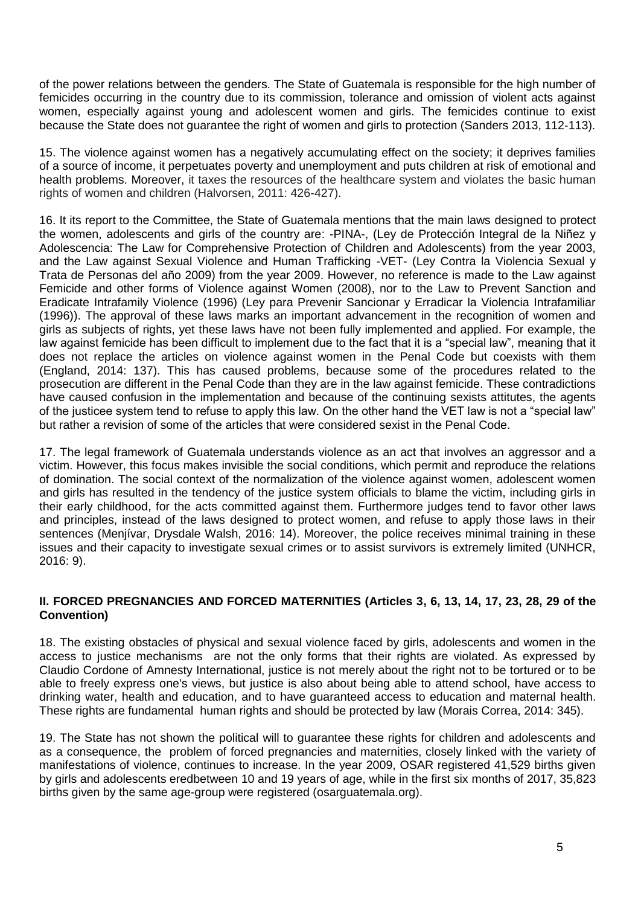of the power relations between the genders. The State of Guatemala is responsible for the high number of femicides occurring in the country due to its commission, tolerance and omission of violent acts against women, especially against young and adolescent women and girls. The femicides continue to exist because the State does not guarantee the right of women and girls to protection (Sanders 2013, 112-113).

15. The violence against women has a negatively accumulating effect on the society; it deprives families of a source of income, it perpetuates poverty and unemployment and puts children at risk of emotional and health problems. Moreover, it taxes the resources of the healthcare system and violates the basic human rights of women and children (Halvorsen, 2011: 426-427).

16. It its report to the Committee, the State of Guatemala mentions that the main laws designed to protect the women, adolescents and girls of the country are: -PINA-, (Ley de Protección Integral de la Niñez y Adolescencia: The Law for Comprehensive Protection of Children and Adolescents) from the year 2003, and the Law against Sexual Violence and Human Trafficking -VET- (Ley Contra la Violencia Sexual y Trata de Personas del año 2009) from the year 2009. However, no reference is made to the Law against Femicide and other forms of Violence against Women (2008), nor to the Law to Prevent Sanction and Eradicate Intrafamily Violence (1996) (Ley para Prevenir Sancionar y Erradicar la Violencia Intrafamiliar (1996)). The approval of these laws marks an important advancement in the recognition of women and girls as subjects of rights, yet these laws have not been fully implemented and applied. For example, the law against femicide has been difficult to implement due to the fact that it is a "special law", meaning that it does not replace the articles on violence against women in the Penal Code but coexists with them (England, 2014: 137). This has caused problems, because some of the procedures related to the prosecution are different in the Penal Code than they are in the law against femicide. These contradictions have caused confusion in the implementation and because of the continuing sexists attitutes, the agents of the justicee system tend to refuse to apply this law. On the other hand the VET law is not a "special law" but rather a revision of some of the articles that were considered sexist in the Penal Code.

17. The legal framework of Guatemala understands violence as an act that involves an aggressor and a victim. However, this focus makes invisible the social conditions, which permit and reproduce the relations of domination. The social context of the normalization of the violence against women, adolescent women and girls has resulted in the tendency of the justice system officials to blame the victim, including girls in their early childhood, for the acts committed against them. Furthermore judges tend to favor other laws and principles, instead of the laws designed to protect women, and refuse to apply those laws in their sentences (Menjívar, Drysdale Walsh, 2016: 14). Moreover, the police receives minimal training in these issues and their capacity to investigate sexual crimes or to assist survivors is extremely limited (UNHCR, 2016: 9).

## II. FORCED PREGNANCIES AND FORCED MATERNITIES (Articles 3, 6, 13, 14, 17, 23, 28, 29 of the Convention)

18. The existing obstacles of physical and sexual violence faced by girls, adolescents and women in the access to justice mechanisms are not the only forms that their rights are violated. As expressed by Claudio Cordone of Amnesty International, justice is not merely about the right not to be tortured or to be able to freely express one's views, but justice is also about being able to attend school, have access to drinking water, health and education, and to have guaranteed access to education and maternal health. These rights are fundamental human rights and should be protected by law (Morais Correa, 2014: 345).

19. The State has not shown the political will to guarantee these rights for children and adolescents and as a consequence, the problem of forced pregnancies and maternities, closely linked with the variety of manifestations of violence, continues to increase. In the year 2009, OSAR registered 41,529 births given by girls and adolescents eredbetween 10 and 19 years of age, while in the first six months of 2017, 35,823 births given by the same age-group were registered (osarguatemala.org).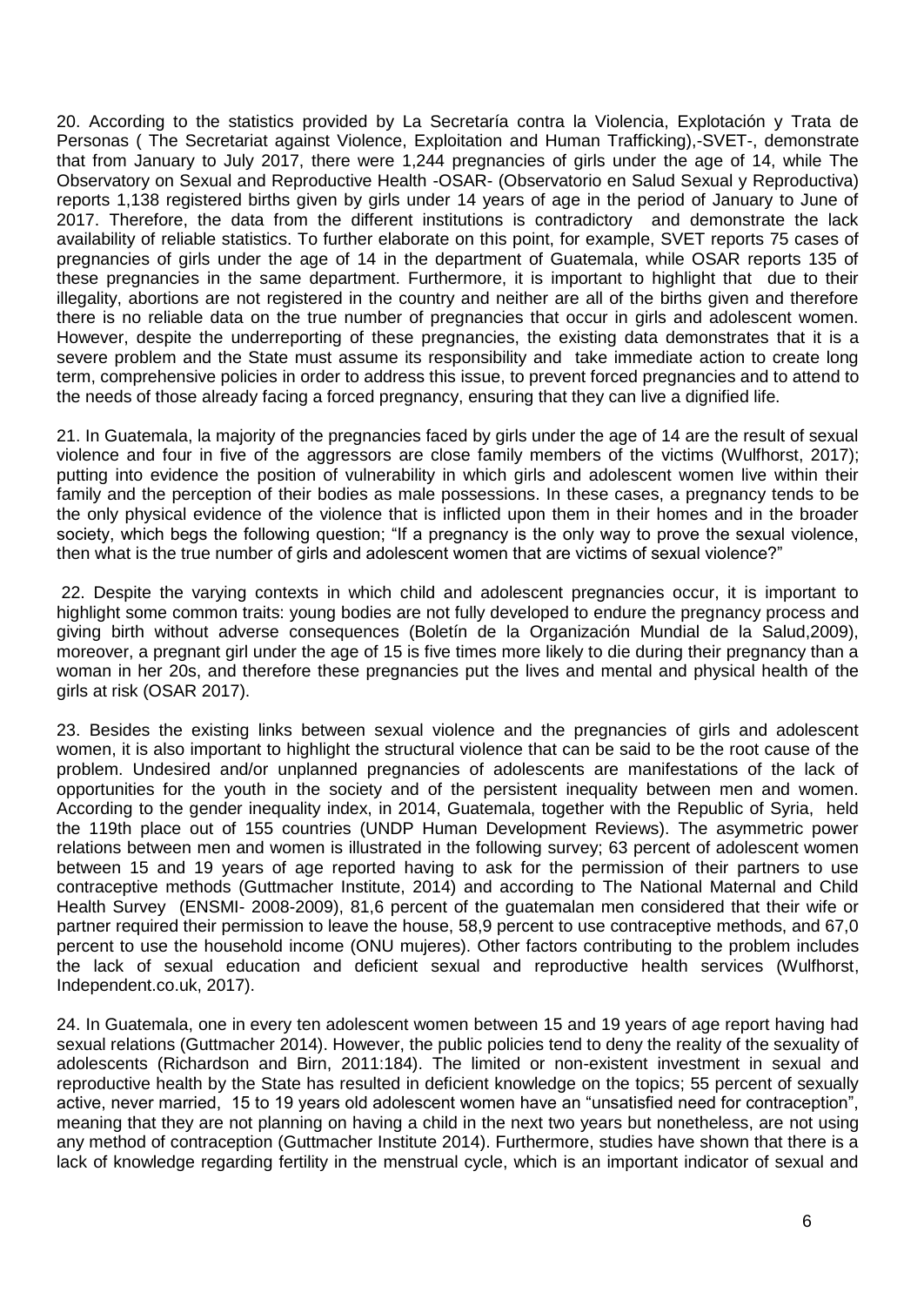20. According to the statistics provided by La Secretaría contra la Violencia, Explotación y Trata de Personas ( The Secretariat against Violence, Exploitation and Human Trafficking),-SVET-, demonstrate that from January to July 2017, there were 1,244 pregnancies of girls under the age of 14, while The Observatory on Sexual and Reproductive Health -OSAR- (Observatorio en Salud Sexual y Reproductiva) reports 1,138 registered births given by girls under 14 years of age in the period of January to June of 2017. Therefore, the data from the different institutions is contradictory and demonstrate the lack availability of reliable statistics. To further elaborate on this point, for example, SVET reports 75 cases of pregnancies of girls under the age of 14 in the department of Guatemala, while OSAR reports 135 of these pregnancies in the same department. Furthermore, it is important to highlight that due to their illegality, abortions are not registered in the country and neither are all of the births given and therefore there is no reliable data on the true number of pregnancies that occur in girls and adolescent women. However, despite the underreporting of these pregnancies, the existing data demonstrates that it is a severe problem and the State must assume its responsibility and take immediate action to create long term, comprehensive policies in order to address this issue, to prevent forced pregnancies and to attend to the needs of those already facing a forced pregnancy, ensuring that they can live a dignified life.

21. In Guatemala, la majority of the pregnancies faced by girls under the age of 14 are the result of sexual violence and four in five of the aggressors are close family members of the victims (Wulfhorst, 2017); putting into evidence the position of vulnerability in which girls and adolescent women live within their family and the perception of their bodies as male possessions. In these cases, a pregnancy tends to be the only physical evidence of the violence that is inflicted upon them in their homes and in the broader society, which begs the following question; "If a pregnancy is the only way to prove the sexual violence, then what is the true number of girls and adolescent women that are victims of sexual violence?"

22. Despite the varying contexts in which child and adolescent pregnancies occur, it is important to highlight some common traits: young bodies are not fully developed to endure the pregnancy process and giving birth without adverse consequences (Boletín de la Organización Mundial de la Salud,2009), moreover, a pregnant girl under the age of 15 is five times more likely to die during their pregnancy than a woman in her 20s, and therefore these pregnancies put the lives and mental and physical health of the girls at risk (OSAR 2017).

23. Besides the existing links between sexual violence and the pregnancies of girls and adolescent women, it is also important to highlight the structural violence that can be said to be the root cause of the problem. Undesired and/or unplanned pregnancies of adolescents are manifestations of the lack of opportunities for the youth in the society and of the persistent inequality between men and women. According to the gender inequality index, in 2014, Guatemala, together with the Republic of Syria, held the 119th place out of 155 countries (UNDP Human Development Reviews). The asymmetric power relations between men and women is illustrated in the following survey; 63 percent of adolescent women between 15 and 19 years of age reported having to ask for the permission of their partners to use contraceptive methods (Guttmacher Institute, 2014) and according to The National Maternal and Child Health Survey (ENSMI- 2008-2009), 81,6 percent of the guatemalan men considered that their wife or partner required their permission to leave the house, 58,9 percent to use contraceptive methods, and 67,0 percent to use the household income (ONU mujeres). Other factors contributing to the problem includes the lack of sexual education and deficient sexual and reproductive health services (Wulfhorst, Independent.co.uk, 2017).

24. In Guatemala, one in every ten adolescent women between 15 and 19 years of age report having had sexual relations (Guttmacher 2014). However, the public policies tend to deny the reality of the sexuality of adolescents (Richardson and Birn, 2011:184). The limited or non-existent investment in sexual and reproductive health by the State has resulted in deficient knowledge on the topics; 55 percent of sexually active, never married, 15 to 19 years old adolescent women have an "unsatisfied need for contraception", meaning that they are not planning on having a child in the next two years but nonetheless, are not using any method of contraception (Guttmacher Institute 2014). Furthermore, studies have shown that there is a lack of knowledge regarding fertility in the menstrual cycle, which is an important indicator of sexual and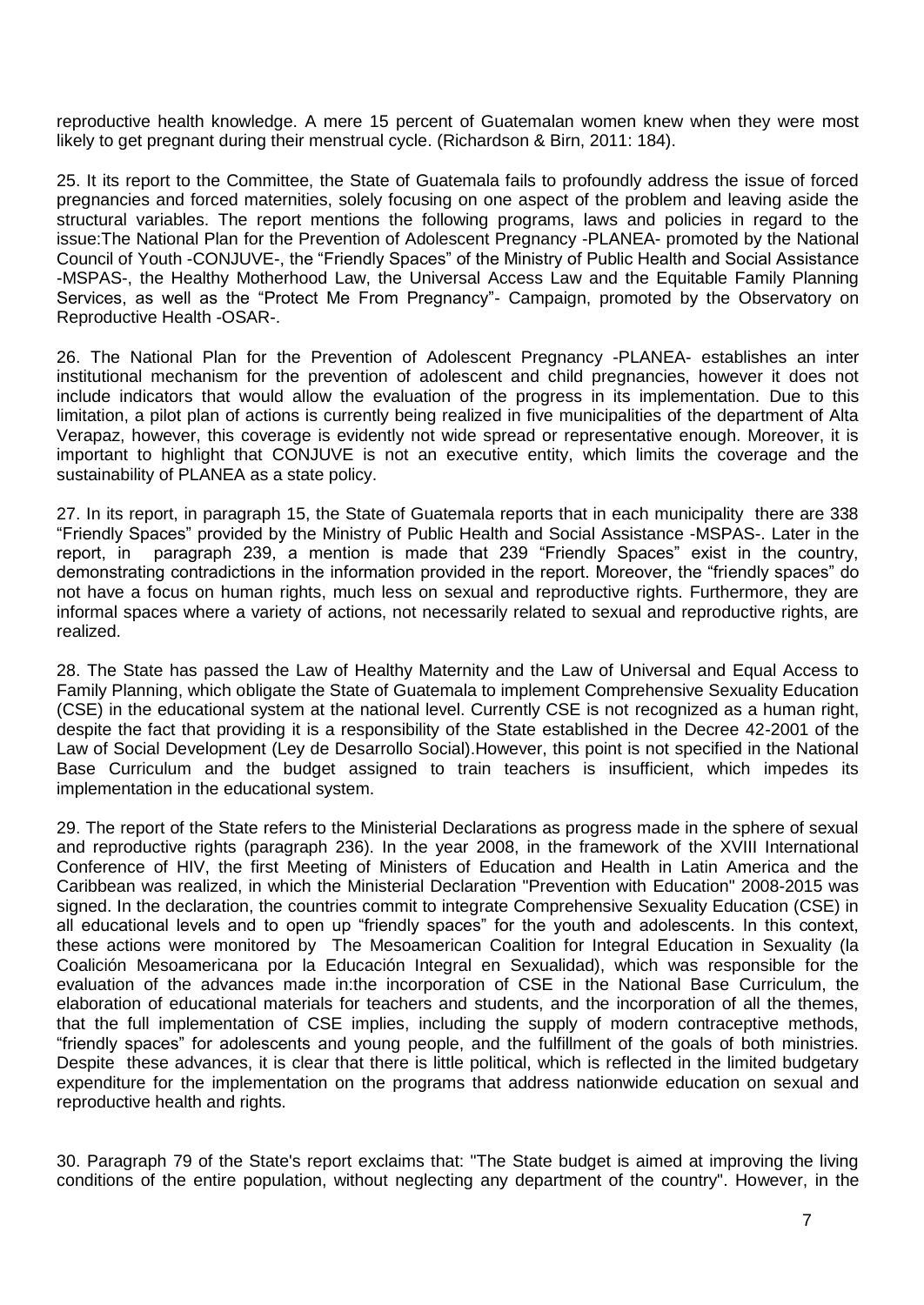reproductive health knowledge. A mere 15 percent of Guatemalan women knew when they were most likely to get pregnant during their menstrual cycle. (Richardson & Birn, 2011: 184).

25. It its report to the Committee, the State of Guatemala fails to profoundly address the issue of forced pregnancies and forced maternities, solely focusing on one aspect of the problem and leaving aside the structural variables. The report mentions the following programs, laws and policies in regard to the issue:The National Plan for the Prevention of Adolescent Pregnancy -PLANEA- promoted by the National Council of Youth -CONJUVE-, the "Friendly Spaces" of the Ministry of Public Health and Social Assistance -MSPAS-, the Healthy Motherhood Law, the Universal Access Law and the Equitable Family Planning Services, as well as the "Protect Me From Pregnancy"- Campaign, promoted by the Observatory on Reproductive Health -OSAR-.

26. The National Plan for the Prevention of Adolescent Pregnancy -PLANEA- establishes an inter institutional mechanism for the prevention of adolescent and child pregnancies, however it does not include indicators that would allow the evaluation of the progress in its implementation. Due to this limitation, a pilot plan of actions is currently being realized in five municipalities of the department of Alta Verapaz, however, this coverage is evidently not wide spread or representative enough. Moreover, it is important to highlight that CONJUVE is not an executive entity, which limits the coverage and the sustainability of PLANEA as a state policy.

27. In its report, in paragraph 15, the State of Guatemala reports that in each municipality there are 338 "Friendly Spaces" provided by the Ministry of Public Health and Social Assistance -MSPAS-. Later in the report, in paragraph 239, a mention is made that 239 "Friendly Spaces" exist in the country, demonstrating contradictions in the information provided in the report. Moreover, the "friendly spaces" do not have a focus on human rights, much less on sexual and reproductive rights. Furthermore, they are informal spaces where a variety of actions, not necessarily related to sexual and reproductive rights, are realized.

28. The State has passed the Law of Healthy Maternity and the Law of Universal and Equal Access to Family Planning, which obligate the State of Guatemala to implement Comprehensive Sexuality Education (CSE) in the educational system at the national level. Currently CSE is not recognized as a human right, despite the fact that providing it is a responsibility of the State established in the Decree 42-2001 of the Law of Social Development (Ley de Desarrollo Social).However, this point is not specified in the National Base Curriculum and the budget assigned to train teachers is insufficient, which impedes its implementation in the educational system.

29. The report of the State refers to the Ministerial Declarations as progress made in the sphere of sexual and reproductive rights (paragraph 236). In the year 2008, in the framework of the XVIII International Conference of HIV, the first Meeting of Ministers of Education and Health in Latin America and the Caribbean was realized, in which the Ministerial Declaration "Prevention with Education" 2008-2015 was signed. In the declaration, the countries commit to integrate Comprehensive Sexuality Education (CSE) in all educational levels and to open up "friendly spaces" for the youth and adolescents. In this context, these actions were monitored by The Mesoamerican Coalition for Integral Education in Sexuality (la Coalición Mesoamericana por la Educación Integral en Sexualidad), which was responsible for the evaluation of the advances made in:the incorporation of CSE in the National Base Curriculum, the elaboration of educational materials for teachers and students, and the incorporation of all the themes, that the full implementation of CSE implies, including the supply of modern contraceptive methods, "friendly spaces" for adolescents and young people, and the fulfillment of the goals of both ministries. Despite these advances, it is clear that there is little political, which is reflected in the limited budgetary expenditure for the implementation on the programs that address nationwide education on sexual and reproductive health and rights.

30. Paragraph 79 of the State's report exclaims that: "The State budget is aimed at improving the living conditions of the entire population, without neglecting any department of the country". However, in the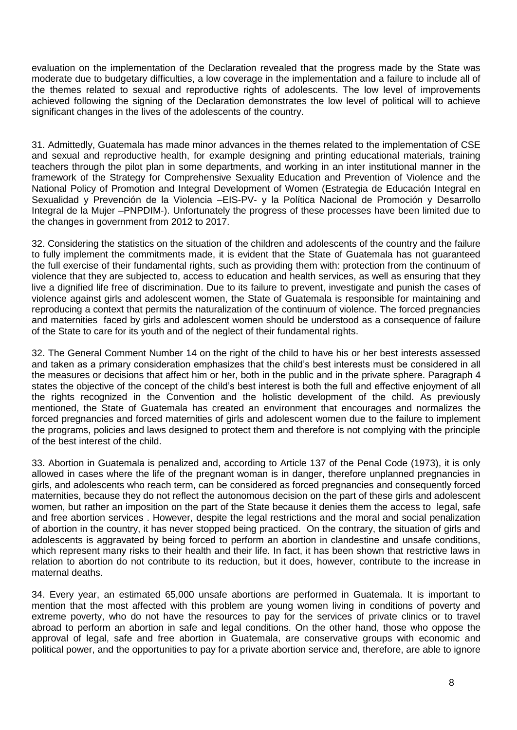evaluation on the implementation of the Declaration revealed that the progress made by the State was moderate due to budgetary difficulties, a low coverage in the implementation and a failure to include all of the themes related to sexual and reproductive rights of adolescents. The low level of improvements achieved following the signing of the Declaration demonstrates the low level of political will to achieve significant changes in the lives of the adolescents of the country.

31. Admittedly, Guatemala has made minor advances in the themes related to the implementation of CSE and sexual and reproductive health, for example designing and printing educational materials, training teachers through the pilot plan in some departments, and working in an inter institutional manner in the framework of the Strategy for Comprehensive Sexuality Education and Prevention of Violence and the National Policy of Promotion and Integral Development of Women (Estrategia de Educación Integral en Sexualidad y Prevención de la Violencia –EIS-PV- y la Política Nacional de Promoción y Desarrollo Integral de la Mujer –PNPDIM-). Unfortunately the progress of these processes have been limited due to the changes in government from 2012 to 2017.

32. Considering the statistics on the situation of the children and adolescents of the country and the failure to fully implement the commitments made, it is evident that the State of Guatemala has not guaranteed the full exercise of their fundamental rights, such as providing them with: protection from the continuum of violence that they are subjected to, access to education and health services, as well as ensuring that they live a dignified life free of discrimination. Due to its failure to prevent, investigate and punish the cases of violence against girls and adolescent women, the State of Guatemala is responsible for maintaining and reproducing a context that permits the naturalization of the continuum of violence. The forced pregnancies and maternities faced by girls and adolescent women should be understood as a consequence of failure of the State to care for its youth and of the neglect of their fundamental rights.

32. The General Comment Number 14 on the right of the child to have his or her best interests assessed and taken as a primary consideration emphasizes that the child's best interests must be considered in all the measures or decisions that affect him or her, both in the public and in the private sphere. Paragraph 4 states the objective of the concept of the child's best interest is both the full and effective enjoyment of all the rights recognized in the Convention and the holistic development of the child. As previously mentioned, the State of Guatemala has created an environment that encourages and normalizes the forced pregnancies and forced maternities of girls and adolescent women due to the failure to implement the programs, policies and laws designed to protect them and therefore is not complying with the principle of the best interest of the child.

33. Abortion in Guatemala is penalized and, according to Article 137 of the Penal Code (1973), it is only allowed in cases where the life of the pregnant woman is in danger, therefore unplanned pregnancies in girls, and adolescents who reach term, can be considered as forced pregnancies and consequently forced maternities, because they do not reflect the autonomous decision on the part of these girls and adolescent women, but rather an imposition on the part of the State because it denies them the access to legal, safe and free abortion services . However, despite the legal restrictions and the moral and social penalization of abortion in the country, it has never stopped being practiced. On the contrary, the situation of girls and adolescents is aggravated by being forced to perform an abortion in clandestine and unsafe conditions, which represent many risks to their health and their life. In fact, it has been shown that restrictive laws in relation to abortion do not contribute to its reduction, but it does, however, contribute to the increase in maternal deaths.

34. Every year, an estimated 65,000 unsafe abortions are performed in Guatemala. It is important to mention that the most affected with this problem are young women living in conditions of poverty and extreme poverty, who do not have the resources to pay for the services of private clinics or to travel abroad to perform an abortion in safe and legal conditions. On the other hand, those who oppose the approval of legal, safe and free abortion in Guatemala, are conservative groups with economic and political power, and the opportunities to pay for a private abortion service and, therefore, are able to ignore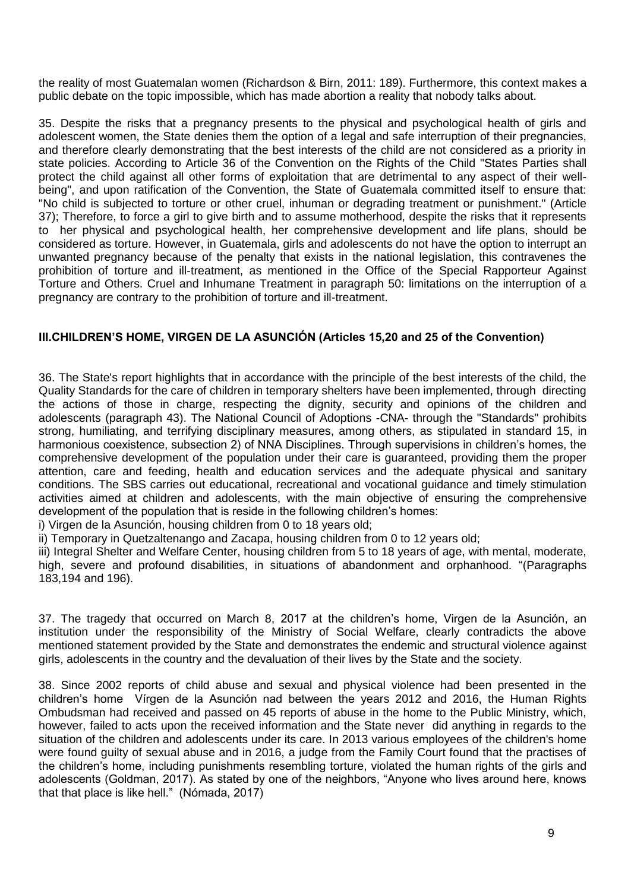the reality of most Guatemalan women (Richardson & Birn, 2011: 189). Furthermore, this context makes a public debate on the topic impossible, which has made abortion a reality that nobody talks about.

35. Despite the risks that a pregnancy presents to the physical and psychological health of girls and adolescent women, the State denies them the option of a legal and safe interruption of their pregnancies, and therefore clearly demonstrating that the best interests of the child are not considered as a priority in state policies. According to Article 36 of the Convention on the Rights of the Child "States Parties shall protect the child against all other forms of exploitation that are detrimental to any aspect of their well-being", and upon ratification of the Convention, the State of Guatemala committed itself to ensure that: "No child is subjected to torture or other cruel, inhuman or degrading treatment or punishment." (Article 37); Therefore, to force a girl to give birth and to assume motherhood, despite the risks that it represents to her physical and psychological health, her comprehensive development and life plans, should be considered as torture. However, in Guatemala, girls and adolescents do not have the option to interrupt an unwanted pregnancy because of the penalty that exists in the national legislation, this contravenes the prohibition of torture and ill-treatment, as mentioned in the Office of the Special Rapporteur Against Torture and Others. Cruel and Inhumane Treatment in paragraph 50: limitations on the interruption of a pregnancy are contrary to the prohibition of torture and ill-treatment.

## III.CHILDREN'S HOME, VIRGEN DE LA ASUNCIÓN (Articles 15,20 and 25 of the Convention)

36. The State's report highlights that in accordance with the principle of the best interests of the child, the Quality Standards for the care of children in temporary shelters have been implemented, through directing the actions of those in charge, respecting the dignity, security and opinions of the children and adolescents (paragraph 43). The National Council of Adoptions -CNA- through the "Standards" prohibits strong, humiliating, and terrifying disciplinary measures, among others, as stipulated in standard 15, in harmonious coexistence, subsection 2) of NNA Disciplines. Through supervisions in children's homes, the comprehensive development of the population under their care is guaranteed, providing them the proper attention, care and feeding, health and education services and the adequate physical and sanitary conditions. The SBS carries out educational, recreational and vocational guidance and timely stimulation activities aimed at children and adolescents, with the main objective of ensuring the comprehensive development of the population that is reside in the following children's homes:

i) Virgen de la Asunción, housing children from 0 to 18 years old;

ii) Temporary in Quetzaltenango and Zacapa, housing children from 0 to 12 years old;

iii) Integral Shelter and Welfare Center, housing children from 5 to 18 years of age, with mental, moderate, high, severe and profound disabilities, in situations of abandonment and orphanhood. "(Paragraphs 183,194 and 196).

37. The tragedy that occurred on March 8, 2017 at the children's home, Virgen de la Asunción, an institution under the responsibility of the Ministry of Social Welfare, clearly contradicts the above mentioned statement provided by the State and demonstrates the endemic and structural violence against girls, adolescents in the country and the devaluation of their lives by the State and the society.

38. Since 2002 reports of child abuse and sexual and physical violence had been presented in the children's home Vírgen de la Asunción nad between the years 2012 and 2016, the Human Rights Ombudsman had received and passed on 45 reports of abuse in the home to the Public Ministry, which, however, failed to acts upon the received information and the State never did anything in regards to the situation of the children and adolescents under its care. In 2013 various employees of the children's home were found guilty of sexual abuse and in 2016, a judge from the Family Court found that the practises of the children's home, including punishments resembling torture, violated the human rights of the girls and adolescents (Goldman, 2017). As stated by one of the neighbors, "Anyone who lives around here, knows that that place is like hell." (Nómada, 2017)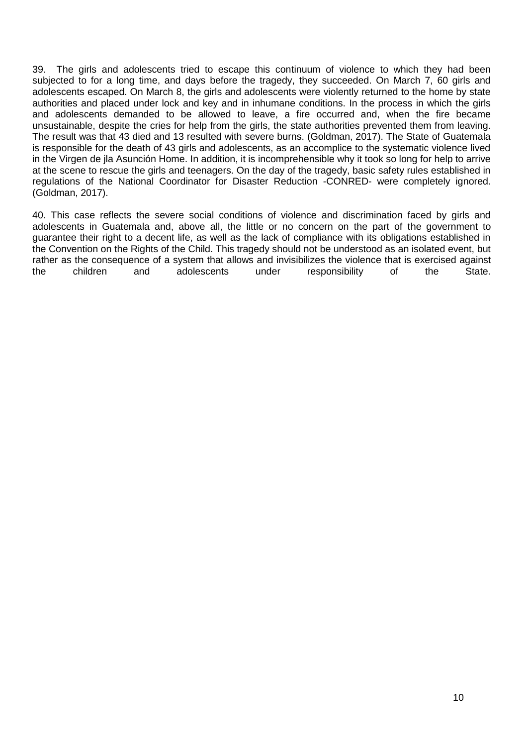39. The girls and adolescents tried to escape this continuum of violence to which they had been subjected to for a long time, and days before the tragedy, they succeeded. On March 7, 60 girls and adolescents escaped. On March 8, the girls and adolescents were violently returned to the home by state authorities and placed under lock and key and in inhumane conditions. In the process in which the girls and adolescents demanded to be allowed to leave, a fire occurred and, when the fire became unsustainable, despite the cries for help from the girls, the state authorities prevented them from leaving. The result was that 43 died and 13 resulted with severe burns. (Goldman, 2017). The State of Guatemala is responsible for the death of 43 girls and adolescents, as an accomplice to the systematic violence lived in the Virgen de jla Asunción Home. In addition, it is incomprehensible why it took so long for help to arrive at the scene to rescue the girls and teenagers. On the day of the tragedy, basic safety rules established in regulations of the National Coordinator for Disaster Reduction -CONRED- were completely ignored. (Goldman, 2017).

40. This case reflects the severe social conditions of violence and discrimination faced by girls and adolescents in Guatemala and, above all, the little or no concern on the part of the government to guarantee their right to a decent life, as well as the lack of compliance with its obligations established in the Convention on the Rights of the Child. This tragedy should not be understood as an isolated event, but rather as the consequence of a system that allows and invisibilizes the violence that is exercised against the children and adolescents under responsibility of the State.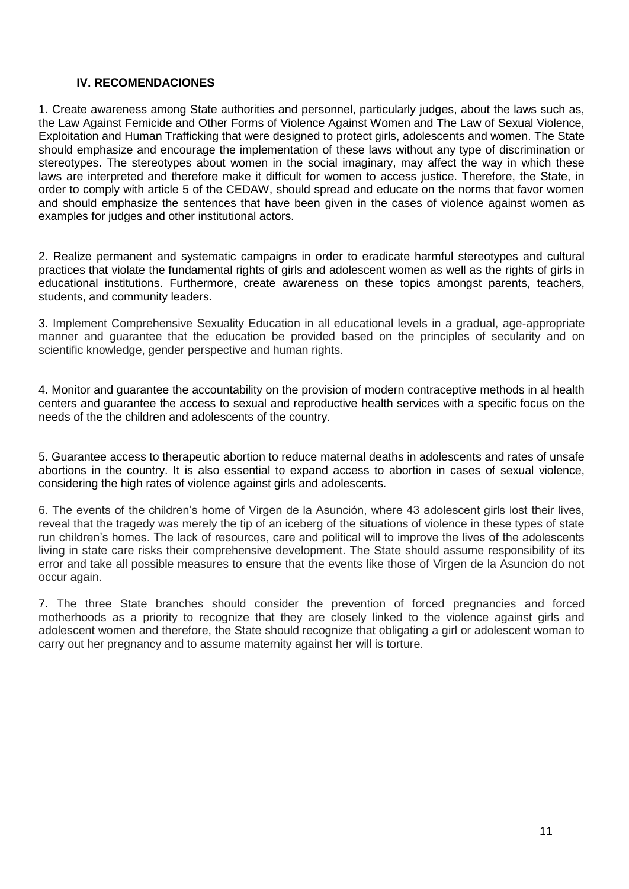## IV. RECOMENDACIONES

1. Create awareness among State authorities and personnel, particularly judges, about the laws such as, the Law Against Femicide and Other Forms of Violence Against Women and The Law of Sexual Violence, Exploitation and Human Trafficking that were designed to protect girls, adolescents and women. The State should emphasize and encourage the implementation of these laws without any type of discrimination or stereotypes. The stereotypes about women in the social imaginary, may affect the way in which these laws are interpreted and therefore make it difficult for women to access justice. Therefore, the State, in order to comply with article 5 of the CEDAW, should spread and educate on the norms that favor women and should emphasize the sentences that have been given in the cases of violence against women as examples for judges and other institutional actors.

2. Realize permanent and systematic campaigns in order to eradicate harmful stereotypes and cultural practices that violate the fundamental rights of girls and adolescent women as well as the rights of girls in educational institutions. Furthermore, create awareness on these topics amongst parents, teachers, students, and community leaders.

3. Implement Comprehensive Sexuality Education in all educational levels in a gradual, age-appropriate manner and guarantee that the education be provided based on the principles of secularity and on scientific knowledge, gender perspective and human rights.

4. Monitor and guarantee the accountability on the provision of modern contraceptive methods in al health centers and guarantee the access to sexual and reproductive health services with a specific focus on the needs of the the children and adolescents of the country.

5. Guarantee access to therapeutic abortion to reduce maternal deaths in adolescents and rates of unsafe abortions in the country. It is also essential to expand access to abortion in cases of sexual violence, considering the high rates of violence against girls and adolescents.

6. The events of the children's home of Virgen de la Asunción, where 43 adolescent girls lost their lives, reveal that the tragedy was merely the tip of an iceberg of the situations of violence in these types of state run children's homes. The lack of resources, care and political will to improve the lives of the adolescents living in state care risks their comprehensive development. The State should assume responsibility of its error and take all possible measures to ensure that the events like those of Virgen de la Asuncion do not occur again.

7. The three State branches should consider the prevention of forced pregnancies and forced motherhoods as a priority to recognize that they are closely linked to the violence against girls and adolescent women and therefore, the State should recognize that obligating a girl or adolescent woman to carry out her pregnancy and to assume maternity against her will is torture.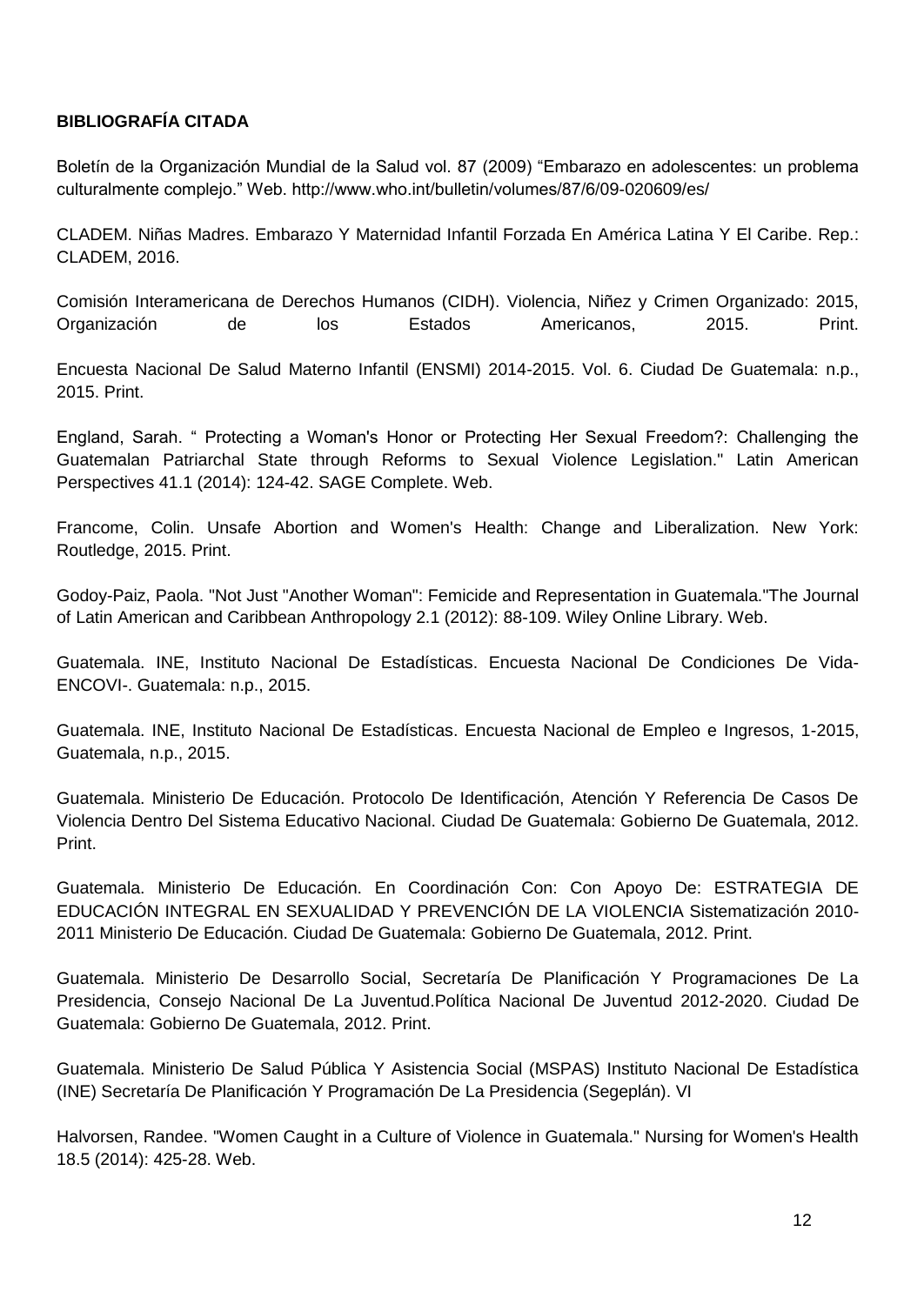**BIBLIOGRAFÍA CITADA**

Boletín de la Organización Mundial de la Salud vol. 87 (2009) “Embarazo en adolescentes: un problema culturalmente complejo.” Web. http://www.who.int/bulletin/volumes/87/6/09-020609/es/

CLADEM. Niñas Madres. Embarazo Y Maternidad Infantil Forzada En América Latina Y El Caribe. Rep.: CLADEM, 2016.

Comisión Interamericana de Derechos Humanos (CIDH). Violencia, Niñez y Crimen Organizado: 2015, Organización de los Estados Americanos, 2015. Print.

Encuesta Nacional De Salud Materno Infantil (ENSMI) 2014-2015. Vol. 6. Ciudad De Guatemala: n.p., 2015. Print.

England, Sarah. “ Protecting a Woman's Honor or Protecting Her Sexual Freedom?: Challenging the Guatemalan Patriarchal State through Reforms to Sexual Violence Legislation." Latin American Perspectives 41.1 (2014): 124-42. SAGE Complete. Web.

Francome, Colin. Unsafe Abortion and Women's Health: Change and Liberalization. New York: Routledge, 2015. Print.

Godoy-Paiz, Paola. "Not Just "Another Woman": Femicide and Representation in Guatemala."The Journal of Latin American and Caribbean Anthropology 2.1 (2012): 88-109. Wiley Online Library. Web.

Guatemala. INE, Instituto Nacional De Estadísticas. Encuesta Nacional De Condiciones De Vida-ENCOVI-. Guatemala: n.p., 2015.

Guatemala. INE, Instituto Nacional De Estadísticas. Encuesta Nacional de Empleo e Ingresos, 1-2015, Guatemala, n.p., 2015.

Guatemala. Ministerio De Educación. Protocolo De Identificación, Atención Y Referencia De Casos De Violencia Dentro Del Sistema Educativo Nacional. Ciudad De Guatemala: Gobierno De Guatemala, 2012. Print.

Guatemala. Ministerio De Educación. En Coordinación Con: Con Apoyo De: ESTRATEGIA DE EDUCACIÓN INTEGRAL EN SEXUALIDAD Y PREVENCIÓN DE LA VIOLENCIA Sistematización 2010-2011 Ministerio De Educación. Ciudad De Guatemala: Gobierno De Guatemala, 2012. Print.

Guatemala. Ministerio De Desarrollo Social, Secretaría De Planificación Y Programaciones De La Presidencia, Consejo Nacional De La Juventud.Política Nacional De Juventud 2012-2020. Ciudad De Guatemala: Gobierno De Guatemala, 2012. Print.

Guatemala. Ministerio De Salud Pública Y Asistencia Social (MSPAS) Instituto Nacional De Estadística (INE) Secretaría De Planificación Y Programación De La Presidencia (Segeplán). VI

Halvorsen, Randee. "Women Caught in a Culture of Violence in Guatemala." Nursing for Women's Health 18.5 (2014): 425-28. Web.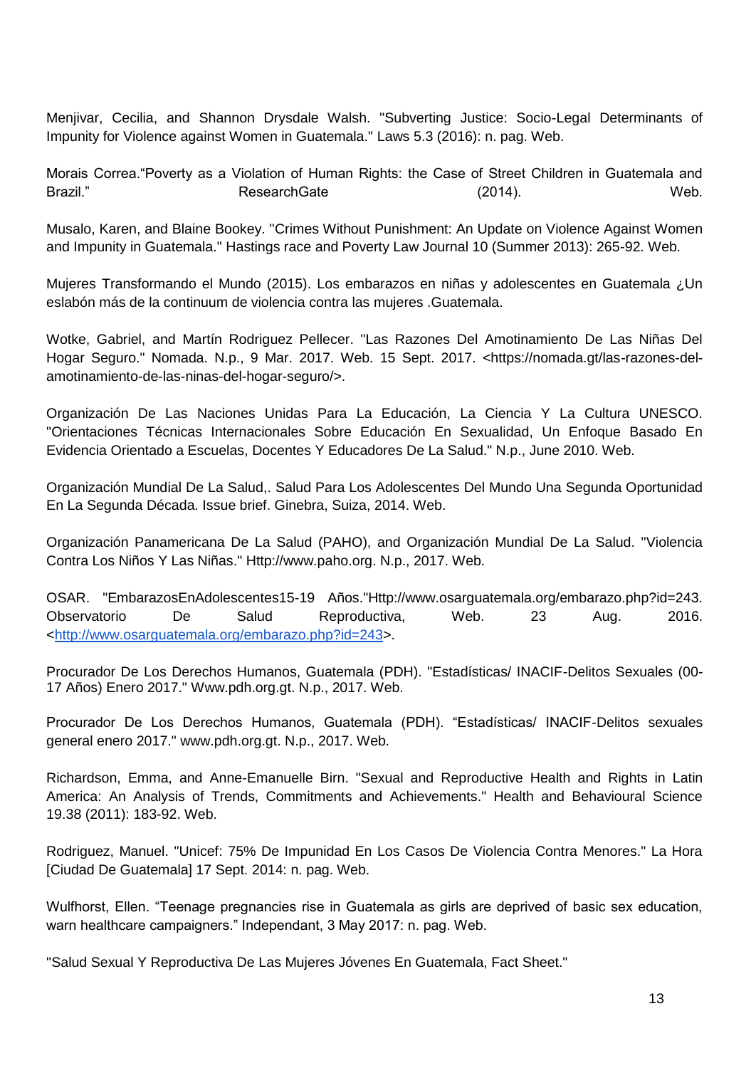Menjivar, Cecilia, and Shannon Drysdale Walsh. "Subverting Justice: Socio-Legal Determinants of Impunity for Violence against Women in Guatemala." Laws 5.3 (2016): n. pag. Web.

Morais Correa."Poverty as a Violation of Human Rights: the Case of Street Children in Guatemala and Brazil." ResearchGate (2014). Web.

Musalo, Karen, and Blaine Bookey. "Crimes Without Punishment: An Update on Violence Against Women and Impunity in Guatemala." Hastings race and Poverty Law Journal 10 (Summer 2013): 265-92. Web.

Mujeres Transformando el Mundo (2015). Los embarazos en niñas y adolescentes en Guatemala ¿Un eslabón más de la continuum de violencia contra las mujeres .Guatemala.

Wotke, Gabriel, and Martín Rodriguez Pellecer. "Las Razones Del Amotinamiento De Las Niñas Del Hogar Seguro." Nomada. N.p., 9 Mar. 2017. Web. 15 Sept. 2017. <https://nomada.gt/las-razones-del-amotinamiento-de-las-ninas-del-hogar-seguro/>.

Organización De Las Naciones Unidas Para La Educación, La Ciencia Y La Cultura UNESCO. "Orientaciones Técnicas Internacionales Sobre Educación En Sexualidad, Un Enfoque Basado En Evidencia Orientado a Escuelas, Docentes Y Educadores De La Salud." N.p., June 2010. Web.

Organización Mundial De La Salud,. Salud Para Los Adolescentes Del Mundo Una Segunda Oportunidad En La Segunda Década. Issue brief. Ginebra, Suiza, 2014. Web.

Organización Panamericana De La Salud (PAHO), and Organización Mundial De La Salud. "Violencia Contra Los Niños Y Las Niñas." Http://www.paho.org. N.p., 2017. Web.

OSAR. "EmbarazosEnAdolescentes15-19 Años."Http://www.osarguatemala.org/embarazo.php?id=243. Observatorio De Salud Reproductiva, Web. 23 Aug. 2016. <http://www.osarguatemala.org/embarazo.php?id=243>.

Procurador De Los Derechos Humanos, Guatemala (PDH). "Estadísticas/ INACIF-Delitos Sexuales (00-17 Años) Enero 2017." Www.pdh.org.gt. N.p., 2017. Web.

Procurador De Los Derechos Humanos, Guatemala (PDH). "Estadísticas/ INACIF-Delitos sexuales general enero 2017." www.pdh.org.gt. N.p., 2017. Web.

Richardson, Emma, and Anne-Emanuelle Birn. "Sexual and Reproductive Health and Rights in Latin America: An Analysis of Trends, Commitments and Achievements." Health and Behavioural Science 19.38 (2011): 183-92. Web.

Rodriguez, Manuel. "Unicef: 75% De Impunidad En Los Casos De Violencia Contra Menores." La Hora [Ciudad De Guatemala] 17 Sept. 2014: n. pag. Web.

Wulfhorst, Ellen. "Teenage pregnancies rise in Guatemala as girls are deprived of basic sex education, warn healthcare campaigners." Independant, 3 May 2017: n. pag. Web.

"Salud Sexual Y Reproductiva De Las Mujeres Jóvenes En Guatemala, Fact Sheet."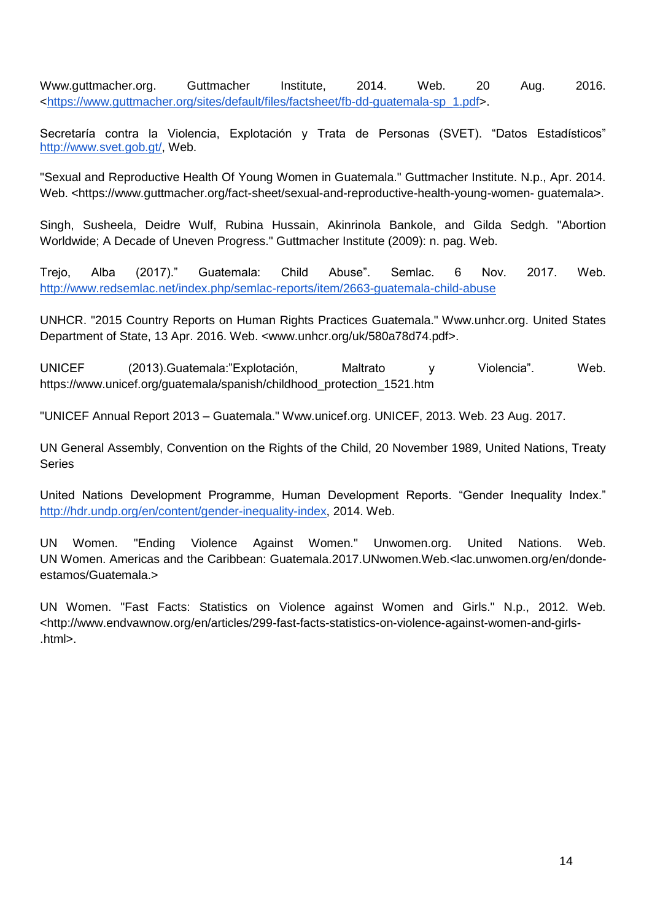Www.guttmacher.org. Guttmacher Institute, 2014. Web. 20 Aug. 2016. <https://www.guttmacher.org/sites/default/files/factsheet/fb-dd-guatemala-sp_1.pdf>.

Secretaría contra la Violencia, Explotación y Trata de Personas (SVET). “Datos Estadísticos” http://www.svet.gob.gt/, Web.

"Sexual and Reproductive Health Of Young Women in Guatemala." Guttmacher Institute. N.p., Apr. 2014. Web. <https://www.guttmacher.org/fact-sheet/sexual-and-reproductive-health-young-women- guatemala>.

Singh, Susheela, Deidre Wulf, Rubina Hussain, Akinrinola Bankole, and Gilda Sedgh. "Abortion Worldwide; A Decade of Uneven Progress." Guttmacher Institute (2009): n. pag. Web.

Trejo, Alba (2017).” Guatemala: Child Abuse”. Semlac. 6 Nov. 2017. Web. http://www.redsemlac.net/index.php/semlac-reports/item/2663-guatemala-child-abuse

UNHCR. "2015 Country Reports on Human Rights Practices Guatemala." Www.unhcr.org. United States Department of State, 13 Apr. 2016. Web. <www.unhcr.org/uk/580a78d74.pdf>.

UNICEF (2013).Guatemala:”Explotación, Maltrato y Violencia”. Web. https://www.unicef.org/guatemala/spanish/childhood_protection_1521.htm

"UNICEF Annual Report 2013 – Guatemala." Www.unicef.org. UNICEF, 2013. Web. 23 Aug. 2017.

UN General Assembly, Convention on the Rights of the Child, 20 November 1989, United Nations, Treaty Series

United Nations Development Programme, Human Development Reports. “Gender Inequality Index.” http://hdr.undp.org/en/content/gender-inequality-index, 2014. Web.

UN Women. "Ending Violence Against Women." Unwomen.org. United Nations. Web. UN Women. Americas and the Caribbean: Guatemala.2017.UNwomen.Web.<lac.unwomen.org/en/donde-estamos/Guatemala.>

UN Women. "Fast Facts: Statistics on Violence against Women and Girls." N.p., 2012. Web. <http://www.endvawnow.org/en/articles/299-fast-facts-statistics-on-violence-against-women-and-girls-.html>.